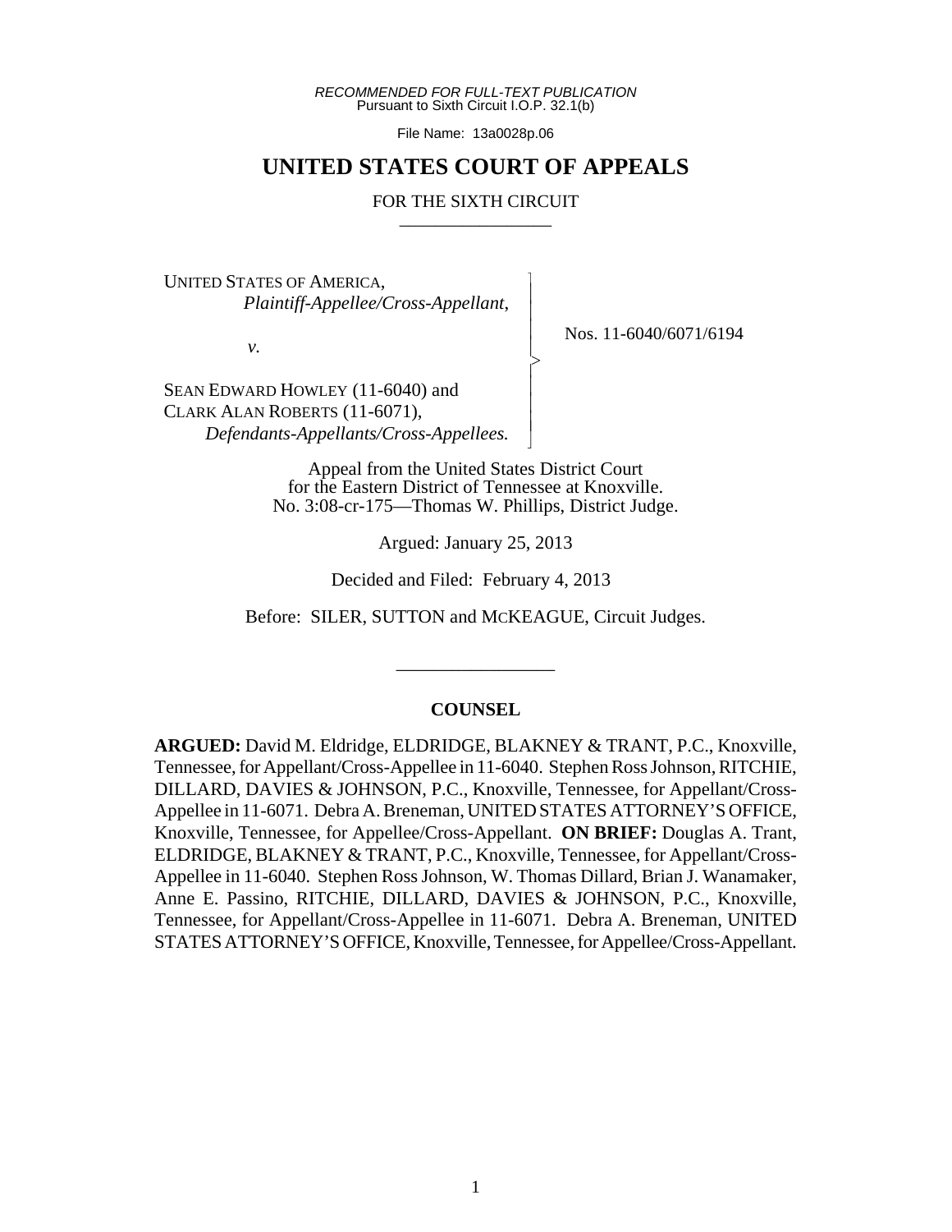RECOMMENDED FOR FULL-TEXT PUBLICATION
Pursuant to Sixth Circuit I.O.P. 32.1(b)

File Name: 13a0028p.06

# UNITED STATES COURT OF APPEALS

## FOR THE SIXTH CIRCUIT

UNITED STATES OF AMERICA,
*Plaintiff-Appellee/Cross-Appellant*,

*v.*

SEAN EDWARD HOWLEY (11-6040) and
CLARK ALAN ROBERTS (11-6071),
*Defendants-Appellants/Cross-Appellees.*

Nos. 11-6040/6071/6194

Appeal from the United States District Court
for the Eastern District of Tennessee at Knoxville.
No. 3:08-cr-175—Thomas W. Phillips, District Judge.

Argued: January 25, 2013

Decided and Filed: February 4, 2013

Before: SILER, SUTTON and MCKEAGUE, Circuit Judges.

**COUNSEL**

**ARGUED:** David M. Eldridge, ELDRIDGE, BLAKNEY & TRANT, P.C., Knoxville, Tennessee, for Appellant/Cross-Appellee in 11-6040. Stephen Ross Johnson, RITCHIE, DILLARD, DAVIES & JOHNSON, P.C., Knoxville, Tennessee, for Appellant/Cross-Appellee in 11-6071. Debra A. Breneman, UNITED STATES ATTORNEY'S OFFICE, Knoxville, Tennessee, for Appellee/Cross-Appellant. **ON BRIEF:** Douglas A. Trant, ELDRIDGE, BLAKNEY & TRANT, P.C., Knoxville, Tennessee, for Appellant/Cross-Appellee in 11-6040. Stephen Ross Johnson, W. Thomas Dillard, Brian J. Wanamaker, Anne E. Passino, RITCHIE, DILLARD, DAVIES & JOHNSON, P.C., Knoxville, Tennessee, for Appellant/Cross-Appellee in 11-6071. Debra A. Breneman, UNITED STATES ATTORNEY'S OFFICE, Knoxville, Tennessee, for Appellee/Cross-Appellant.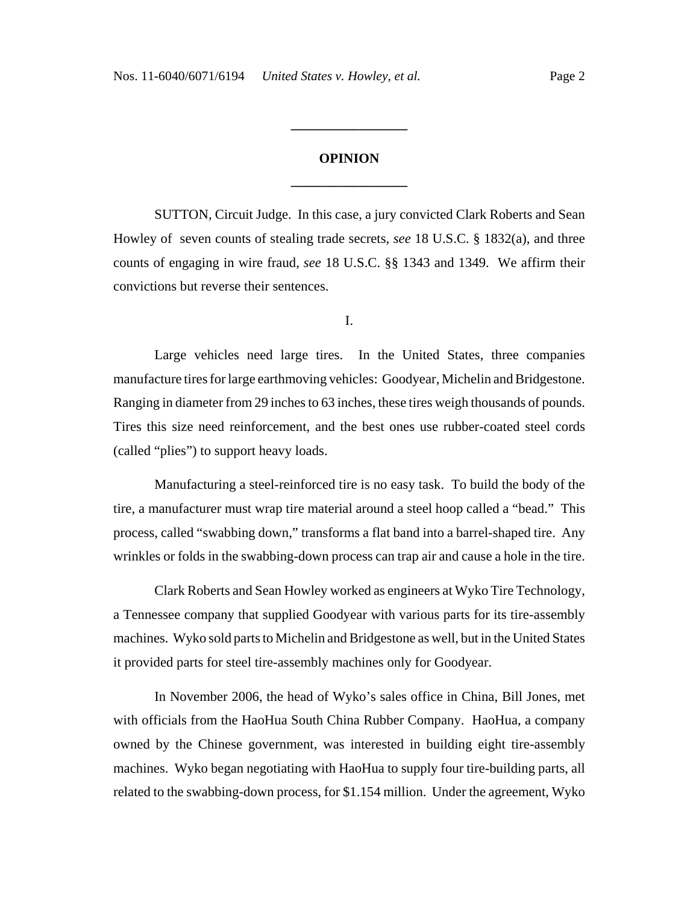## OPINION

SUTTON, Circuit Judge. In this case, a jury convicted Clark Roberts and Sean Howley of seven counts of stealing trade secrets, *see* 18 U.S.C. § 1832(a), and three counts of engaging in wire fraud, *see* 18 U.S.C. §§ 1343 and 1349. We affirm their convictions but reverse their sentences.

I.

Large vehicles need large tires. In the United States, three companies manufacture tires for large earthmoving vehicles: Goodyear, Michelin and Bridgestone. Ranging in diameter from 29 inches to 63 inches, these tires weigh thousands of pounds. Tires this size need reinforcement, and the best ones use rubber-coated steel cords (called "plies") to support heavy loads.

Manufacturing a steel-reinforced tire is no easy task. To build the body of the tire, a manufacturer must wrap tire material around a steel hoop called a "bead." This process, called "swabbing down," transforms a flat band into a barrel-shaped tire. Any wrinkles or folds in the swabbing-down process can trap air and cause a hole in the tire.

Clark Roberts and Sean Howley worked as engineers at Wyko Tire Technology, a Tennessee company that supplied Goodyear with various parts for its tire-assembly machines. Wyko sold parts to Michelin and Bridgestone as well, but in the United States it provided parts for steel tire-assembly machines only for Goodyear.

In November 2006, the head of Wyko's sales office in China, Bill Jones, met with officials from the HaoHua South China Rubber Company. HaoHua, a company owned by the Chinese government, was interested in building eight tire-assembly machines. Wyko began negotiating with HaoHua to supply four tire-building parts, all related to the swabbing-down process, for $1.154 million. Under the agreement, Wyko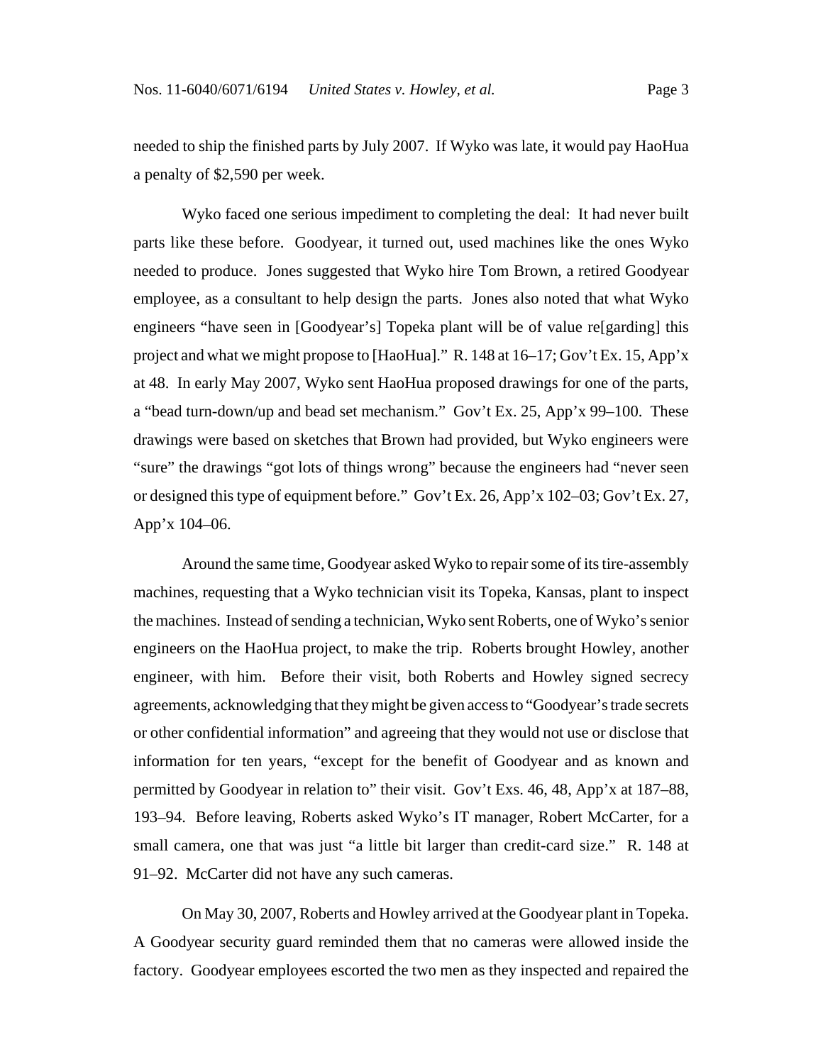needed to ship the finished parts by July 2007. If Wyko was late, it would pay HaoHua a penalty of $2,590 per week.

Wyko faced one serious impediment to completing the deal: It had never built parts like these before. Goodyear, it turned out, used machines like the ones Wyko needed to produce. Jones suggested that Wyko hire Tom Brown, a retired Goodyear employee, as a consultant to help design the parts. Jones also noted that what Wyko engineers "have seen in [Goodyear's] Topeka plant will be of value re[garding] this project and what we might propose to [HaoHua]." R. 148 at 16–17; Gov't Ex. 15, App'x at 48. In early May 2007, Wyko sent HaoHua proposed drawings for one of the parts, a "bead turn-down/up and bead set mechanism." Gov't Ex. 25, App'x 99–100. These drawings were based on sketches that Brown had provided, but Wyko engineers were "sure" the drawings "got lots of things wrong" because the engineers had "never seen or designed this type of equipment before." Gov't Ex. 26, App'x 102–03; Gov't Ex. 27, App'x 104–06.

Around the same time, Goodyear asked Wyko to repair some of its tire-assembly machines, requesting that a Wyko technician visit its Topeka, Kansas, plant to inspect the machines. Instead of sending a technician, Wyko sent Roberts, one of Wyko's senior engineers on the HaoHua project, to make the trip. Roberts brought Howley, another engineer, with him. Before their visit, both Roberts and Howley signed secrecy agreements, acknowledging that they might be given access to "Goodyear's trade secrets or other confidential information" and agreeing that they would not use or disclose that information for ten years, "except for the benefit of Goodyear and as known and permitted by Goodyear in relation to" their visit. Gov't Exs. 46, 48, App'x at 187–88, 193–94. Before leaving, Roberts asked Wyko's IT manager, Robert McCarter, for a small camera, one that was just "a little bit larger than credit-card size." R. 148 at 91–92. McCarter did not have any such cameras.

On May 30, 2007, Roberts and Howley arrived at the Goodyear plant in Topeka. A Goodyear security guard reminded them that no cameras were allowed inside the factory. Goodyear employees escorted the two men as they inspected and repaired the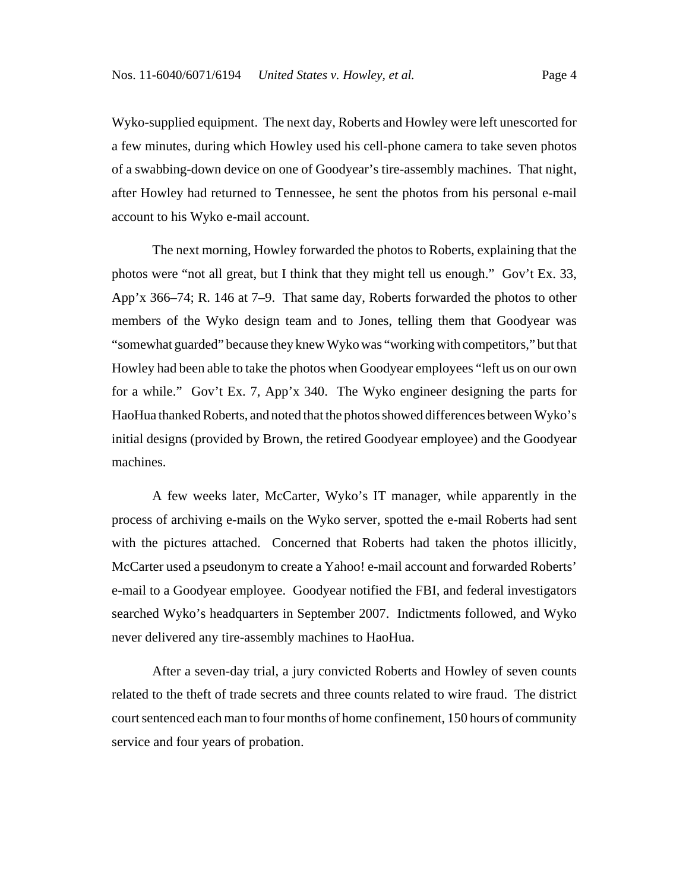Wyko-supplied equipment. The next day, Roberts and Howley were left unescorted for a few minutes, during which Howley used his cell-phone camera to take seven photos of a swabbing-down device on one of Goodyear's tire-assembly machines. That night, after Howley had returned to Tennessee, he sent the photos from his personal e-mail account to his Wyko e-mail account.

The next morning, Howley forwarded the photos to Roberts, explaining that the photos were "not all great, but I think that they might tell us enough." Gov't Ex. 33, App'x 366–74; R. 146 at 7–9. That same day, Roberts forwarded the photos to other members of the Wyko design team and to Jones, telling them that Goodyear was "somewhat guarded" because they knew Wyko was "working with competitors," but that Howley had been able to take the photos when Goodyear employees "left us on our own for a while." Gov't Ex. 7, App'x 340. The Wyko engineer designing the parts for HaoHua thanked Roberts, and noted that the photos showed differences between Wyko's initial designs (provided by Brown, the retired Goodyear employee) and the Goodyear machines.

A few weeks later, McCarter, Wyko's IT manager, while apparently in the process of archiving e-mails on the Wyko server, spotted the e-mail Roberts had sent with the pictures attached. Concerned that Roberts had taken the photos illicitly, McCarter used a pseudonym to create a Yahoo! e-mail account and forwarded Roberts' e-mail to a Goodyear employee. Goodyear notified the FBI, and federal investigators searched Wyko's headquarters in September 2007. Indictments followed, and Wyko never delivered any tire-assembly machines to HaoHua.

After a seven-day trial, a jury convicted Roberts and Howley of seven counts related to the theft of trade secrets and three counts related to wire fraud. The district court sentenced each man to four months of home confinement, 150 hours of community service and four years of probation.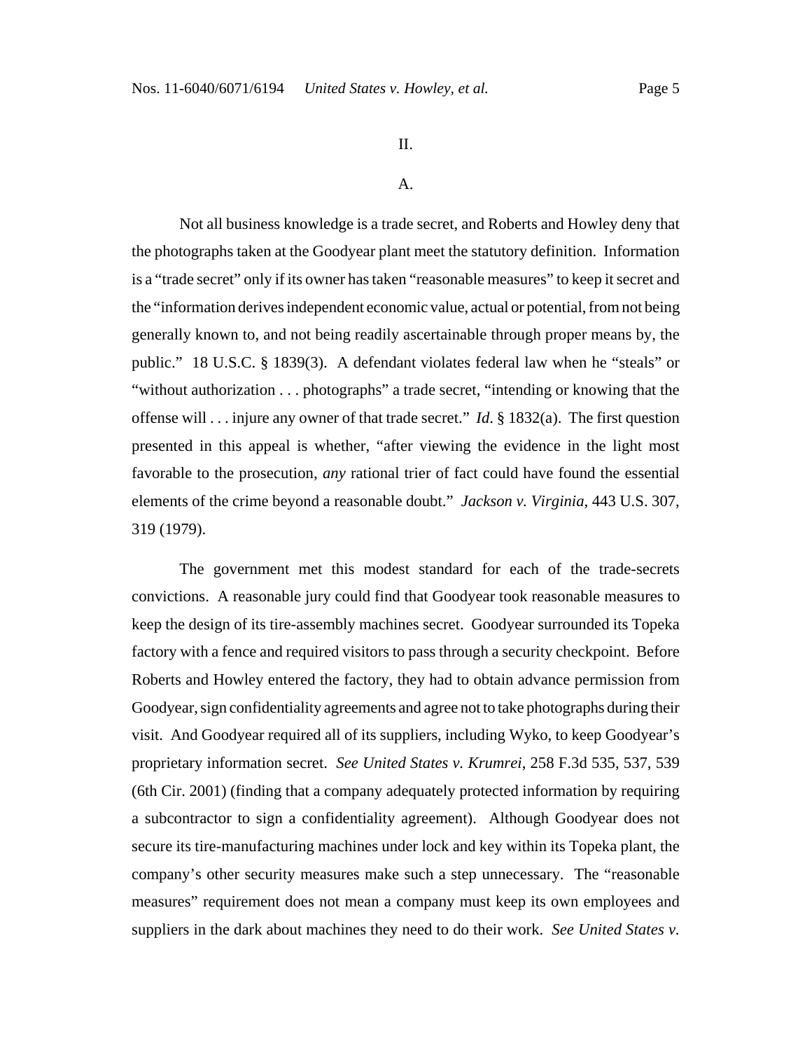## II.

### A.

Not all business knowledge is a trade secret, and Roberts and Howley deny that the photographs taken at the Goodyear plant meet the statutory definition. Information is a "trade secret" only if its owner has taken "reasonable measures" to keep it secret and the "information derives independent economic value, actual or potential, from not being generally known to, and not being readily ascertainable through proper means by, the public." 18 U.S.C. § 1839(3). A defendant violates federal law when he "steals" or "without authorization . . . photographs" a trade secret, "intending or knowing that the offense will . . . injure any owner of that trade secret." *Id.* § 1832(a). The first question presented in this appeal is whether, "after viewing the evidence in the light most favorable to the prosecution, *any* rational trier of fact could have found the essential elements of the crime beyond a reasonable doubt." *Jackson v. Virginia*, 443 U.S. 307, 319 (1979).

The government met this modest standard for each of the trade-secrets convictions. A reasonable jury could find that Goodyear took reasonable measures to keep the design of its tire-assembly machines secret. Goodyear surrounded its Topeka factory with a fence and required visitors to pass through a security checkpoint. Before Roberts and Howley entered the factory, they had to obtain advance permission from Goodyear, sign confidentiality agreements and agree not to take photographs during their visit. And Goodyear required all of its suppliers, including Wyko, to keep Goodyear's proprietary information secret. *See United States v. Krumrei*, 258 F.3d 535, 537, 539 (6th Cir. 2001) (finding that a company adequately protected information by requiring a subcontractor to sign a confidentiality agreement). Although Goodyear does not secure its tire-manufacturing machines under lock and key within its Topeka plant, the company's other security measures make such a step unnecessary. The "reasonable measures" requirement does not mean a company must keep its own employees and suppliers in the dark about machines they need to do their work. *See United States v.*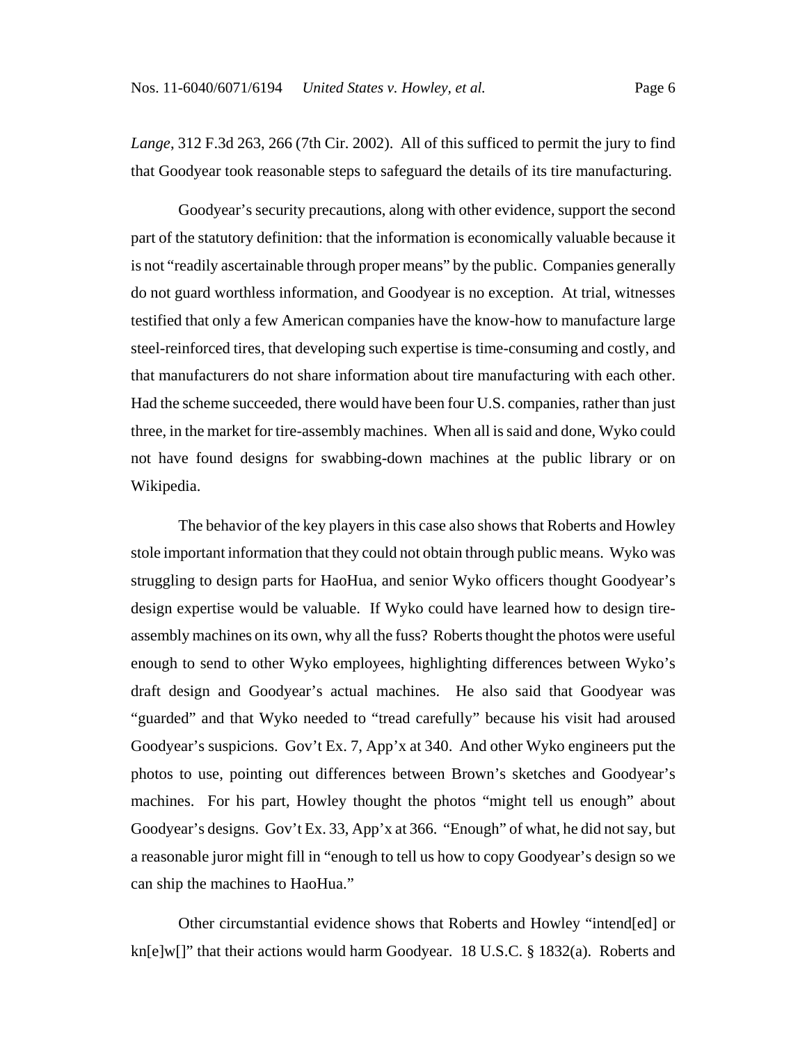*Lange*, 312 F.3d 263, 266 (7th Cir. 2002). All of this sufficed to permit the jury to find that Goodyear took reasonable steps to safeguard the details of its tire manufacturing.

Goodyear's security precautions, along with other evidence, support the second part of the statutory definition: that the information is economically valuable because it is not "readily ascertainable through proper means" by the public. Companies generally do not guard worthless information, and Goodyear is no exception. At trial, witnesses testified that only a few American companies have the know-how to manufacture large steel-reinforced tires, that developing such expertise is time-consuming and costly, and that manufacturers do not share information about tire manufacturing with each other. Had the scheme succeeded, there would have been four U.S. companies, rather than just three, in the market for tire-assembly machines. When all is said and done, Wyko could not have found designs for swabbing-down machines at the public library or on Wikipedia.

The behavior of the key players in this case also shows that Roberts and Howley stole important information that they could not obtain through public means. Wyko was struggling to design parts for HaoHua, and senior Wyko officers thought Goodyear's design expertise would be valuable. If Wyko could have learned how to design tire-assembly machines on its own, why all the fuss? Roberts thought the photos were useful enough to send to other Wyko employees, highlighting differences between Wyko's draft design and Goodyear's actual machines. He also said that Goodyear was "guarded" and that Wyko needed to "tread carefully" because his visit had aroused Goodyear's suspicions. Gov't Ex. 7, App'x at 340. And other Wyko engineers put the photos to use, pointing out differences between Brown's sketches and Goodyear's machines. For his part, Howley thought the photos "might tell us enough" about Goodyear's designs. Gov't Ex. 33, App'x at 366. "Enough" of what, he did not say, but a reasonable juror might fill in "enough to tell us how to copy Goodyear's design so we can ship the machines to HaoHua."

Other circumstantial evidence shows that Roberts and Howley "intend[ed] or kn[e]w[]" that their actions would harm Goodyear. 18 U.S.C. § 1832(a). Roberts and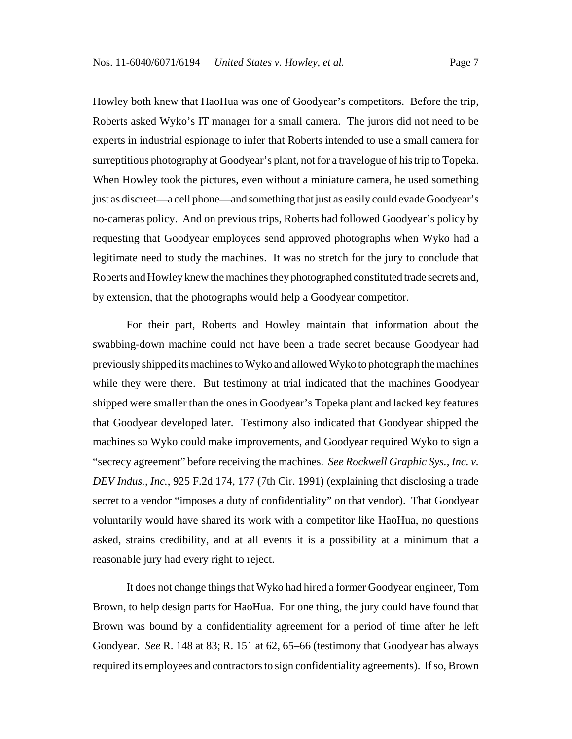Howley both knew that HaoHua was one of Goodyear's competitors. Before the trip, Roberts asked Wyko's IT manager for a small camera. The jurors did not need to be experts in industrial espionage to infer that Roberts intended to use a small camera for surreptitious photography at Goodyear's plant, not for a travelogue of his trip to Topeka. When Howley took the pictures, even without a miniature camera, he used something just as discreet—a cell phone—and something that just as easily could evade Goodyear's no-cameras policy. And on previous trips, Roberts had followed Goodyear's policy by requesting that Goodyear employees send approved photographs when Wyko had a legitimate need to study the machines. It was no stretch for the jury to conclude that Roberts and Howley knew the machines they photographed constituted trade secrets and, by extension, that the photographs would help a Goodyear competitor.

For their part, Roberts and Howley maintain that information about the swabbing-down machine could not have been a trade secret because Goodyear had previously shipped its machines to Wyko and allowed Wyko to photograph the machines while they were there. But testimony at trial indicated that the machines Goodyear shipped were smaller than the ones in Goodyear's Topeka plant and lacked key features that Goodyear developed later. Testimony also indicated that Goodyear shipped the machines so Wyko could make improvements, and Goodyear required Wyko to sign a "secrecy agreement" before receiving the machines. *See Rockwell Graphic Sys., Inc. v. DEV Indus., Inc.*, 925 F.2d 174, 177 (7th Cir. 1991) (explaining that disclosing a trade secret to a vendor "imposes a duty of confidentiality" on that vendor). That Goodyear voluntarily would have shared its work with a competitor like HaoHua, no questions asked, strains credibility, and at all events it is a possibility at a minimum that a reasonable jury had every right to reject.

It does not change things that Wyko had hired a former Goodyear engineer, Tom Brown, to help design parts for HaoHua. For one thing, the jury could have found that Brown was bound by a confidentiality agreement for a period of time after he left Goodyear. *See* R. 148 at 83; R. 151 at 62, 65–66 (testimony that Goodyear has always required its employees and contractors to sign confidentiality agreements). If so, Brown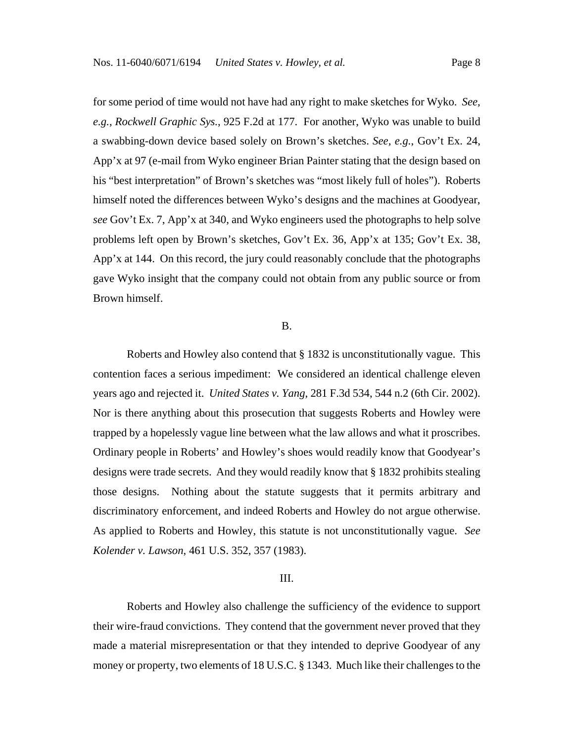for some period of time would not have had any right to make sketches for Wyko. *See, e.g.*, *Rockwell Graphic Sys.*, 925 F.2d at 177. For another, Wyko was unable to build a swabbing-down device based solely on Brown's sketches. *See*, *e.g.*, Gov't Ex. 24, App'x at 97 (e-mail from Wyko engineer Brian Painter stating that the design based on his "best interpretation" of Brown's sketches was "most likely full of holes"). Roberts himself noted the differences between Wyko's designs and the machines at Goodyear, *see* Gov't Ex. 7, App'x at 340, and Wyko engineers used the photographs to help solve problems left open by Brown's sketches, Gov't Ex. 36, App'x at 135; Gov't Ex. 38, App'x at 144. On this record, the jury could reasonably conclude that the photographs gave Wyko insight that the company could not obtain from any public source or from Brown himself.

B.

Roberts and Howley also contend that § 1832 is unconstitutionally vague. This contention faces a serious impediment: We considered an identical challenge eleven years ago and rejected it. *United States v. Yang*, 281 F.3d 534, 544 n.2 (6th Cir. 2002). Nor is there anything about this prosecution that suggests Roberts and Howley were trapped by a hopelessly vague line between what the law allows and what it proscribes. Ordinary people in Roberts' and Howley's shoes would readily know that Goodyear's designs were trade secrets. And they would readily know that § 1832 prohibits stealing those designs. Nothing about the statute suggests that it permits arbitrary and discriminatory enforcement, and indeed Roberts and Howley do not argue otherwise. As applied to Roberts and Howley, this statute is not unconstitutionally vague. *See Kolender v. Lawson*, 461 U.S. 352, 357 (1983).

III.

Roberts and Howley also challenge the sufficiency of the evidence to support their wire-fraud convictions. They contend that the government never proved that they made a material misrepresentation or that they intended to deprive Goodyear of any money or property, two elements of 18 U.S.C. § 1343. Much like their challenges to the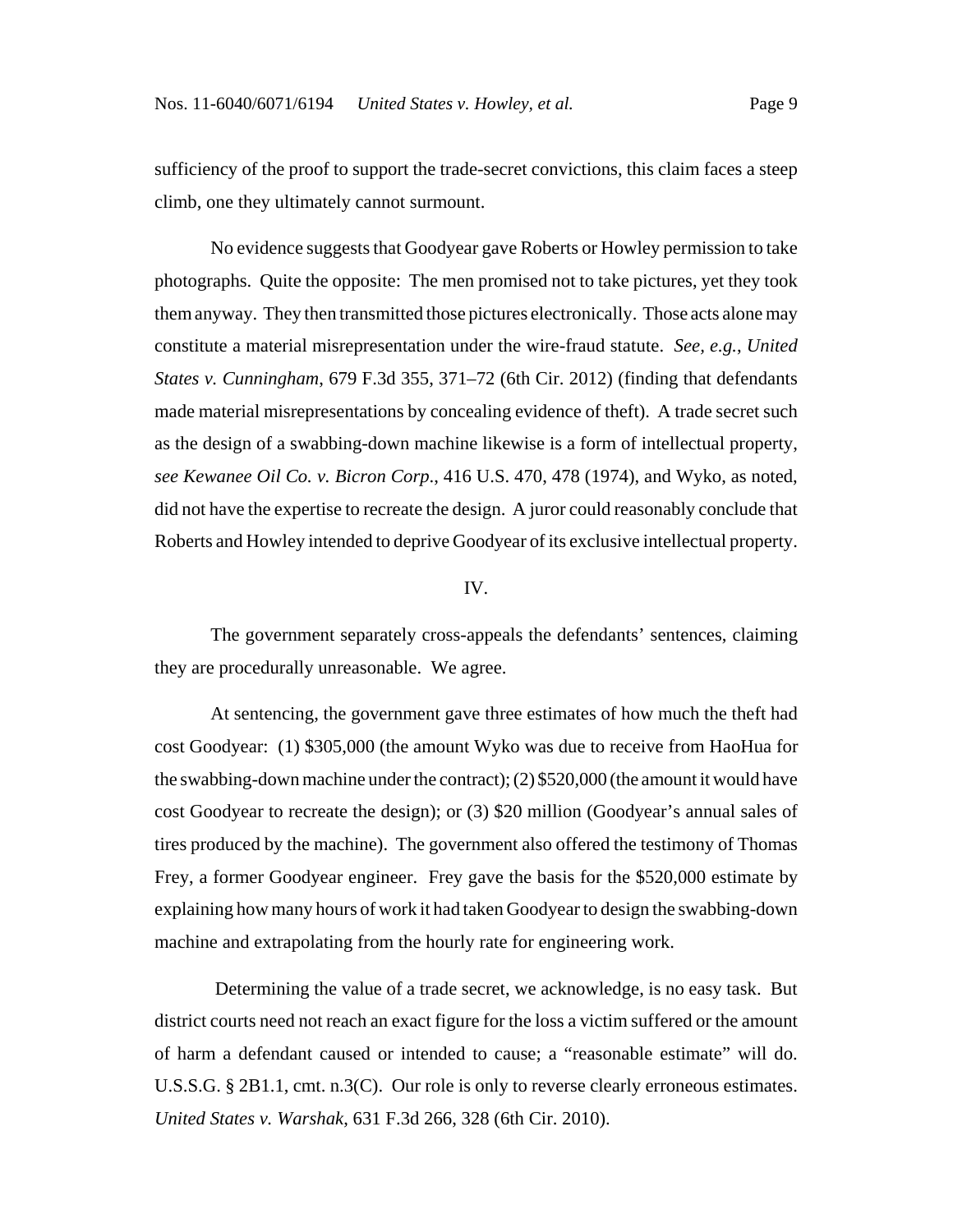sufficiency of the proof to support the trade-secret convictions, this claim faces a steep climb, one they ultimately cannot surmount.

No evidence suggests that Goodyear gave Roberts or Howley permission to take photographs. Quite the opposite: The men promised not to take pictures, yet they took them anyway. They then transmitted those pictures electronically. Those acts alone may constitute a material misrepresentation under the wire-fraud statute. *See, e.g.*, *United States v. Cunningham*, 679 F.3d 355, 371–72 (6th Cir. 2012) (finding that defendants made material misrepresentations by concealing evidence of theft). A trade secret such as the design of a swabbing-down machine likewise is a form of intellectual property, *see Kewanee Oil Co. v. Bicron Corp.*, 416 U.S. 470, 478 (1974), and Wyko, as noted, did not have the expertise to recreate the design. A juror could reasonably conclude that Roberts and Howley intended to deprive Goodyear of its exclusive intellectual property.

## IV.

The government separately cross-appeals the defendants' sentences, claiming they are procedurally unreasonable. We agree.

At sentencing, the government gave three estimates of how much the theft had cost Goodyear: (1) $305,000 (the amount Wyko was due to receive from HaoHua for the swabbing-down machine under the contract); (2) $520,000 (the amount it would have cost Goodyear to recreate the design); or (3) $20 million (Goodyear's annual sales of tires produced by the machine). The government also offered the testimony of Thomas Frey, a former Goodyear engineer. Frey gave the basis for the $520,000 estimate by explaining how many hours of work it had taken Goodyear to design the swabbing-down machine and extrapolating from the hourly rate for engineering work.

Determining the value of a trade secret, we acknowledge, is no easy task. But district courts need not reach an exact figure for the loss a victim suffered or the amount of harm a defendant caused or intended to cause; a "reasonable estimate" will do. U.S.S.G. § 2B1.1, cmt. n.3(C). Our role is only to reverse clearly erroneous estimates. *United States v. Warshak*, 631 F.3d 266, 328 (6th Cir. 2010).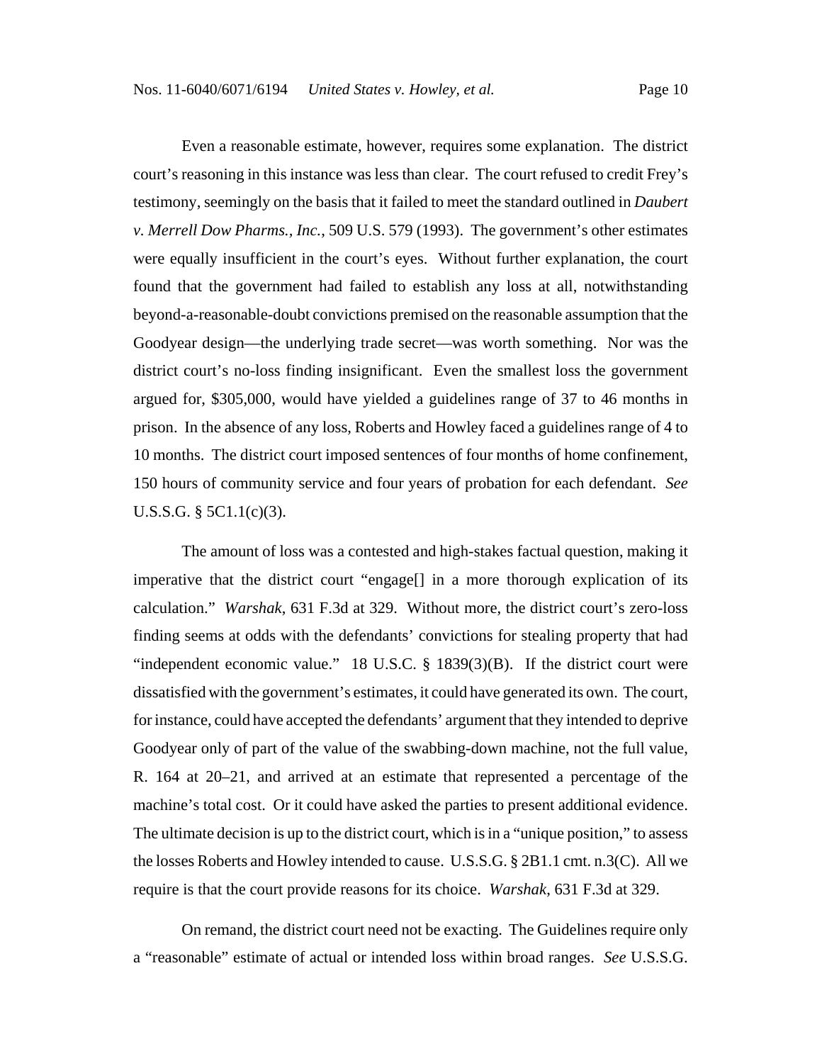Even a reasonable estimate, however, requires some explanation. The district court's reasoning in this instance was less than clear. The court refused to credit Frey's testimony, seemingly on the basis that it failed to meet the standard outlined in *Daubert v. Merrell Dow Pharms., Inc.*, 509 U.S. 579 (1993). The government's other estimates were equally insufficient in the court's eyes. Without further explanation, the court found that the government had failed to establish any loss at all, notwithstanding beyond-a-reasonable-doubt convictions premised on the reasonable assumption that the Goodyear design—the underlying trade secret—was worth something. Nor was the district court's no-loss finding insignificant. Even the smallest loss the government argued for, $305,000, would have yielded a guidelines range of 37 to 46 months in prison. In the absence of any loss, Roberts and Howley faced a guidelines range of 4 to 10 months. The district court imposed sentences of four months of home confinement, 150 hours of community service and four years of probation for each defendant. *See* U.S.S.G. § 5C1.1(c)(3).

The amount of loss was a contested and high-stakes factual question, making it imperative that the district court "engage[] in a more thorough explication of its calculation." *Warshak*, 631 F.3d at 329. Without more, the district court's zero-loss finding seems at odds with the defendants' convictions for stealing property that had "independent economic value." 18 U.S.C. § 1839(3)(B). If the district court were dissatisfied with the government's estimates, it could have generated its own. The court, for instance, could have accepted the defendants' argument that they intended to deprive Goodyear only of part of the value of the swabbing-down machine, not the full value, R. 164 at 20–21, and arrived at an estimate that represented a percentage of the machine's total cost. Or it could have asked the parties to present additional evidence. The ultimate decision is up to the district court, which is in a "unique position," to assess the losses Roberts and Howley intended to cause. U.S.S.G. § 2B1.1 cmt. n.3(C). All we require is that the court provide reasons for its choice. *Warshak*, 631 F.3d at 329.

On remand, the district court need not be exacting. The Guidelines require only a "reasonable" estimate of actual or intended loss within broad ranges. *See* U.S.S.G.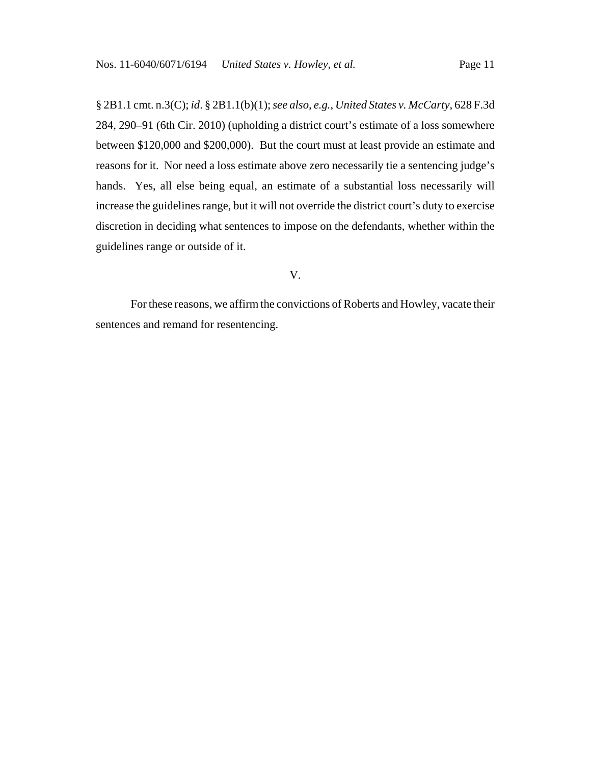§ 2B1.1 cmt. n.3(C); *id*. § 2B1.1(b)(1); *see also, e.g.*, *United States v. McCarty*, 628 F.3d 284, 290–91 (6th Cir. 2010) (upholding a district court's estimate of a loss somewhere between $120,000 and $200,000). But the court must at least provide an estimate and reasons for it. Nor need a loss estimate above zero necessarily tie a sentencing judge's hands. Yes, all else being equal, an estimate of a substantial loss necessarily will increase the guidelines range, but it will not override the district court's duty to exercise discretion in deciding what sentences to impose on the defendants, whether within the guidelines range or outside of it.

V.

For these reasons, we affirm the convictions of Roberts and Howley, vacate their sentences and remand for resentencing.